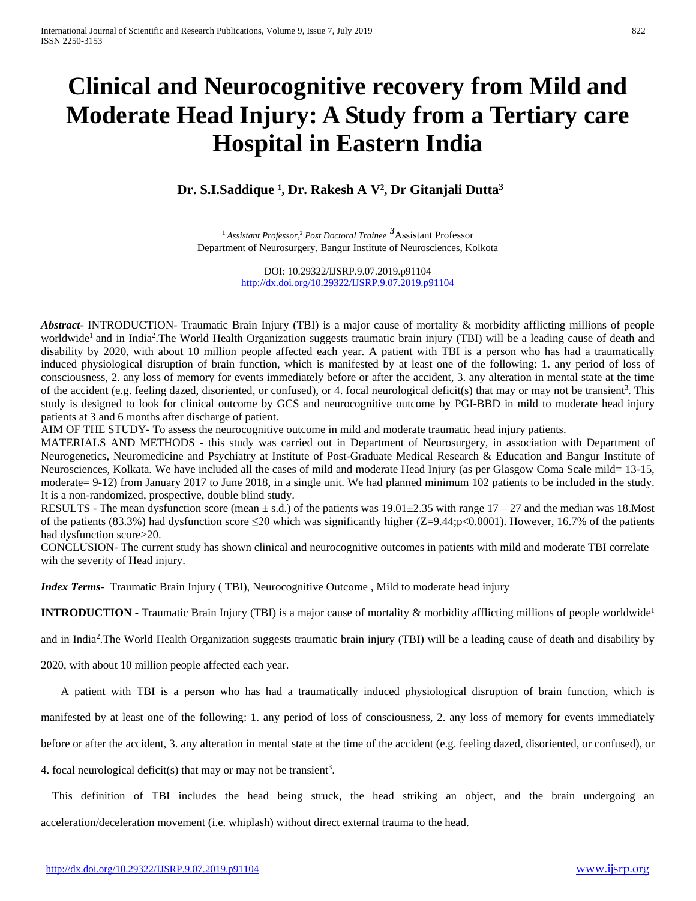# Clinical and Neurocognitive recovery from Mild and Moderate Head Injury: A Study from a Tertiary care Hospital in Eastern India

**Dr. S.I.Saddique [1], Dr. Rakesh A V[2], Dr Gitanjali Dutta[3]**

[1] *Assistant Professor,* [2] *Post Doctoral Trainee* [3] Assistant Professor
Department of Neurosurgery, Bangur Institute of Neurosciences, Kolkota

DOI: 10.29322/IJSRP.9.07.2019.p91104
http://dx.doi.org/10.29322/IJSRP.9.07.2019.p91104

***Abstract-*** INTRODUCTION- Traumatic Brain Injury (TBI) is a major cause of mortality & morbidity afflicting millions of people worldwide[1] and in India[2].The World Health Organization suggests traumatic brain injury (TBI) will be a leading cause of death and disability by 2020, with about 10 million people affected each year. A patient with TBI is a person who has had a traumatically induced physiological disruption of brain function, which is manifested by at least one of the following: 1. any period of loss of consciousness, 2. any loss of memory for events immediately before or after the accident, 3. any alteration in mental state at the time of the accident (e.g. feeling dazed, disoriented, or confused), or 4. focal neurological deficit(s) that may or may not be transient[3]. This study is designed to look for clinical outcome by GCS and neurocognitive outcome by PGI-BBD in mild to moderate head injury patients at 3 and 6 months after discharge of patient.

AIM OF THE STUDY- To assess the neurocognitive outcome in mild and moderate traumatic head injury patients.

MATERIALS AND METHODS - this study was carried out in Department of Neurosurgery, in association with Department of Neurogenetics, Neuromedicine and Psychiatry at Institute of Post-Graduate Medical Research & Education and Bangur Institute of Neurosciences, Kolkata. We have included all the cases of mild and moderate Head Injury (as per Glasgow Coma Scale mild= 13-15, moderate= 9-12) from January 2017 to June 2018, in a single unit. We had planned minimum 102 patients to be included in the study. It is a non-randomized, prospective, double blind study.

RESULTS - The mean dysfunction score (mean ± s.d.) of the patients was 19.01±2.35 with range 17 – 27 and the median was 18.Most of the patients (83.3%) had dysfunction score ≤20 which was significantly higher ($Z=9.44; p<0.0001$). However, 16.7% of the patients had dysfunction score>20.

CONCLUSION- The current study has shown clinical and neurocognitive outcomes in patients with mild and moderate TBI correlate wih the severity of Head injury.

***Index Terms-*** Traumatic Brain Injury ( TBI), Neurocognitive Outcome , Mild to moderate head injury

**INTRODUCTION** - Traumatic Brain Injury (TBI) is a major cause of mortality & morbidity afflicting millions of people worldwide[1] and in India[2].The World Health Organization suggests traumatic brain injury (TBI) will be a leading cause of death and disability by 2020, with about 10 million people affected each year.

A patient with TBI is a person who has had a traumatically induced physiological disruption of brain function, which is manifested by at least one of the following: 1. any period of loss of consciousness, 2. any loss of memory for events immediately before or after the accident, 3. any alteration in mental state at the time of the accident (e.g. feeling dazed, disoriented, or confused), or 4. focal neurological deficit(s) that may or may not be transient[3].

This definition of TBI includes the head being struck, the head striking an object, and the brain undergoing an acceleration/deceleration movement (i.e. whiplash) without direct external trauma to the head.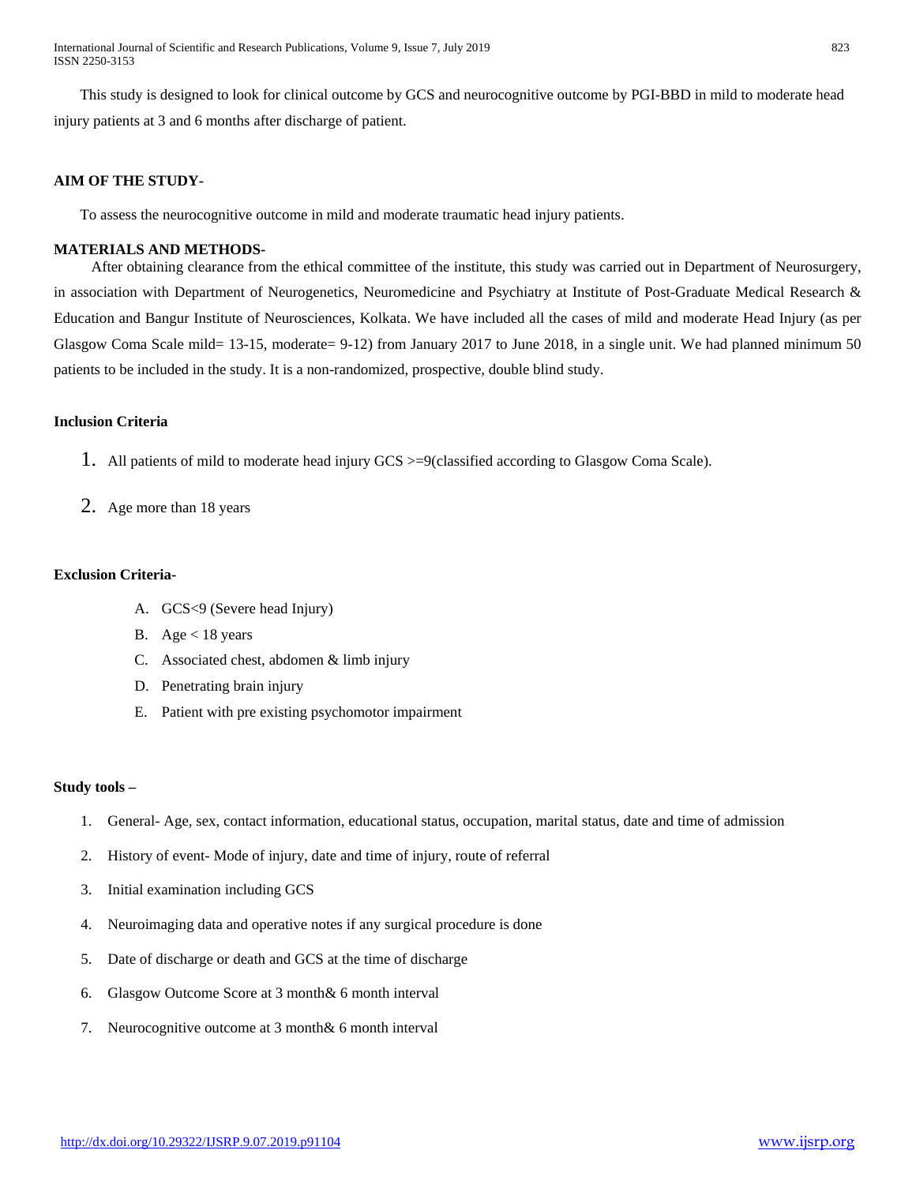This study is designed to look for clinical outcome by GCS and neurocognitive outcome by PGI-BBD in mild to moderate head injury patients at 3 and 6 months after discharge of patient.

**AIM OF THE STUDY-**

To assess the neurocognitive outcome in mild and moderate traumatic head injury patients.

**MATERIALS AND METHODS-**

After obtaining clearance from the ethical committee of the institute, this study was carried out in Department of Neurosurgery, in association with Department of Neurogenetics, Neuromedicine and Psychiatry at Institute of Post-Graduate Medical Research & Education and Bangur Institute of Neurosciences, Kolkata. We have included all the cases of mild and moderate Head Injury (as per Glasgow Coma Scale mild= 13-15, moderate= 9-12) from January 2017 to June 2018, in a single unit. We had planned minimum 50 patients to be included in the study. It is a non-randomized, prospective, double blind study.

**Inclusion Criteria**

1. All patients of mild to moderate head injury GCS >=9(classified according to Glasgow Coma Scale).
2. Age more than 18 years

**Exclusion Criteria-**

A. GCS<9 (Severe head Injury)
B. Age < 18 years
C. Associated chest, abdomen & limb injury
D. Penetrating brain injury
E. Patient with pre existing psychomotor impairment

**Study tools –**

1. General- Age, sex, contact information, educational status, occupation, marital status, date and time of admission
2. History of event- Mode of injury, date and time of injury, route of referral
3. Initial examination including GCS
4. Neuroimaging data and operative notes if any surgical procedure is done
5. Date of discharge or death and GCS at the time of discharge
6. Glasgow Outcome Score at 3 month& 6 month interval
7. Neurocognitive outcome at 3 month& 6 month interval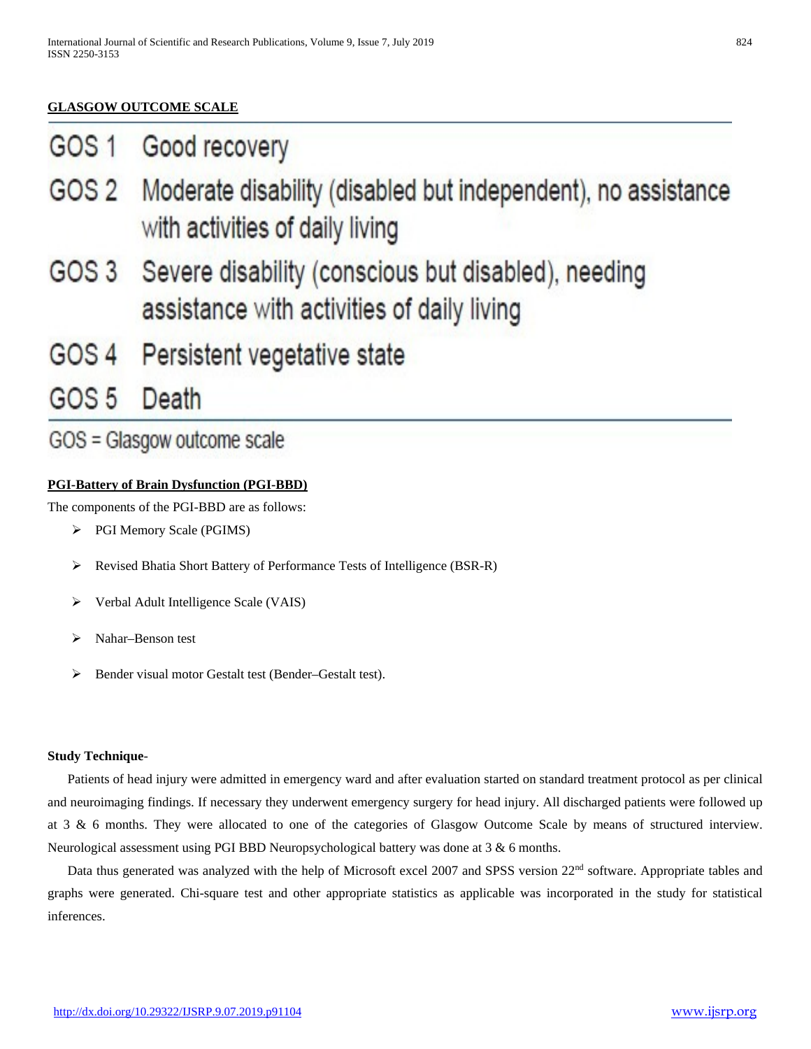**GLASGOW OUTCOME SCALE**

| | |
|---|---|
| GOS 1 | Good recovery |
| GOS 2 | Moderate disability (disabled but independent), no assistance with activities of daily living |
| GOS 3 | Severe disability (conscious but disabled), needing assistance with activities of daily living |
| GOS 4 | Persistent vegetative state |
| GOS 5 | Death |

GOS = Glasgow outcome scale

**PGI-Battery of Brain Dysfunction (PGI-BBD)**

The components of the PGI-BBD are as follows:

- PGI Memory Scale (PGIMS)
- Revised Bhatia Short Battery of Performance Tests of Intelligence (BSR-R)
- Verbal Adult Intelligence Scale (VAIS)
- Nahar–Benson test
- Bender visual motor Gestalt test (Bender–Gestalt test).

**Study Technique**-

Patients of head injury were admitted in emergency ward and after evaluation started on standard treatment protocol as per clinical and neuroimaging findings. If necessary they underwent emergency surgery for head injury. All discharged patients were followed up at 3 & 6 months. They were allocated to one of the categories of Glasgow Outcome Scale by means of structured interview. Neurological assessment using PGI BBD Neuropsychological battery was done at 3 & 6 months.

Data thus generated was analyzed with the help of Microsoft excel 2007 and SPSS version 22nd software. Appropriate tables and graphs were generated. Chi-square test and other appropriate statistics as applicable was incorporated in the study for statistical inferences.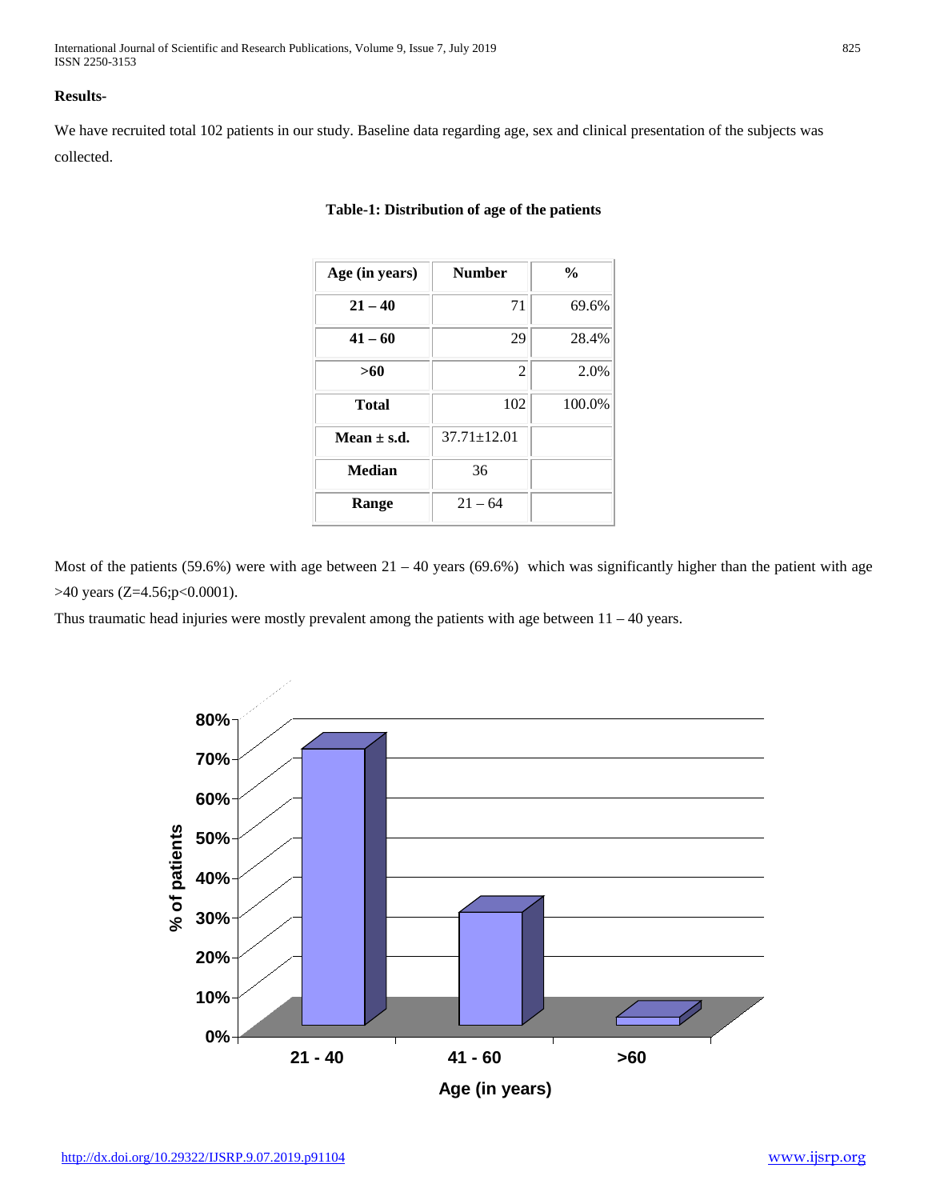**Results-**

We have recruited total 102 patients in our study. Baseline data regarding age, sex and clinical presentation of the subjects was collected.

**Table-1: Distribution of age of the patients**

| Age (in years) | Number | % |
|---|---|---|
| **21 – 40** | 71 | 69.6% |
| **41 – 60** | 29 | 28.4% |
| **>60** | 2 | 2.0% |
| **Total** | 102 | 100.0% |
| **Mean ± s.d.** | 37.71±12.01 | |
| **Median** | 36 | |
| **Range** | 21 – 64 | |

Most of the patients (59.6%) were with age between 21 – 40 years (69.6%) which was significantly higher than the patient with age >40 years ($Z=4.56; p<0.0001$).

Thus traumatic head injuries were mostly prevalent among the patients with age between 11 – 40 years.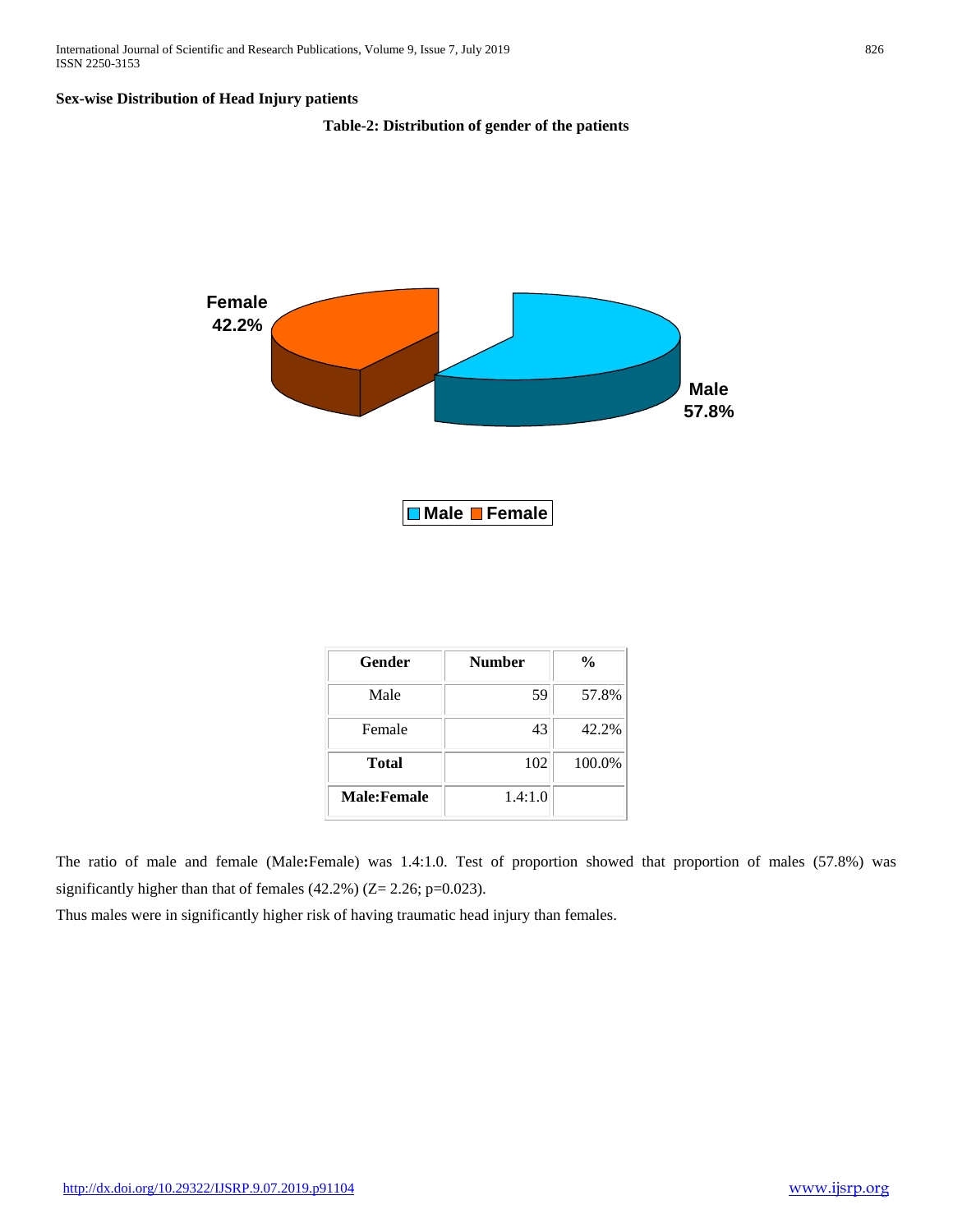**Sex-wise Distribution of Head Injury patients**

**Table-2: Distribution of gender of the patients**

| Gender | Number | % |
|---|---|---|
| Male | 59 | 57.8% |
| Female | 43 | 42.2% |
| **Total** | 102 | 100.0% |
| **Male:Female** | 1.4:1.0 | |

The ratio of male and female (Male**:**Female) was 1.4:1.0. Test of proportion showed that proportion of males (57.8%) was significantly higher than that of females (42.2%) ($Z= 2.26$; $p=0.023$).

Thus males were in significantly higher risk of having traumatic head injury than females.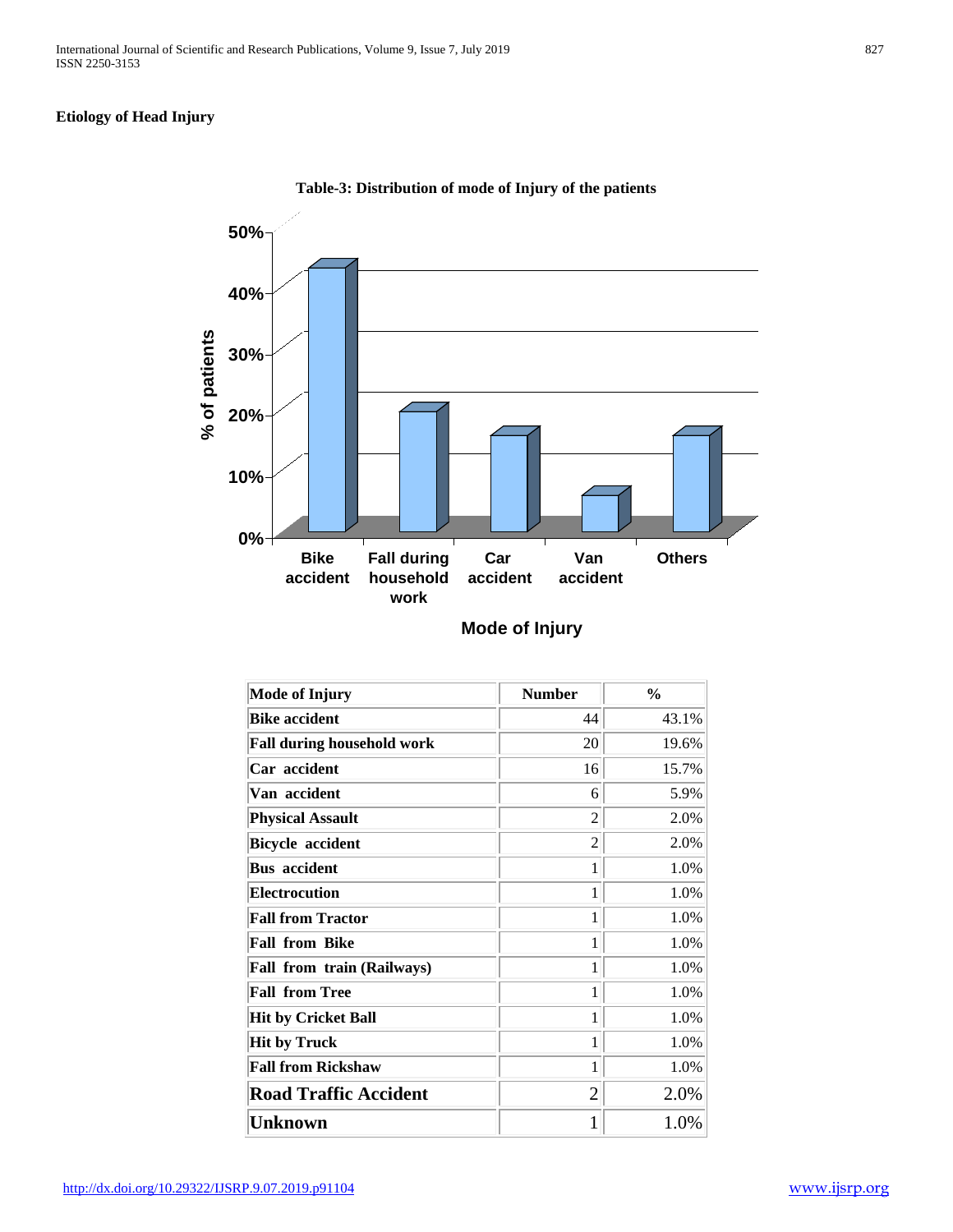**Etiology of Head Injury**

**Table-3: Distribution of mode of Injury of the patients**

| Mode of Injury | Number | % |
|---|---|---|
| **Bike accident** | 44 | 43.1% |
| **Fall during household work** | 20 | 19.6% |
| **Car accident** | 16 | 15.7% |
| **Van accident** | 6 | 5.9% |
| **Physical Assault** | 2 | 2.0% |
| **Bicycle accident** | 2 | 2.0% |
| **Bus accident** | 1 | 1.0% |
| **Electrocution** | 1 | 1.0% |
| **Fall from Tractor** | 1 | 1.0% |
| **Fall from Bike** | 1 | 1.0% |
| **Fall from train (Railways)** | 1 | 1.0% |
| **Fall from Tree** | 1 | 1.0% |
| **Hit by Cricket Ball** | 1 | 1.0% |
| **Hit by Truck** | 1 | 1.0% |
| **Fall from Rickshaw** | 1 | 1.0% |
| **Road Traffic Accident** | 2 | 2.0% |
| **Unknown** | 1 | 1.0% |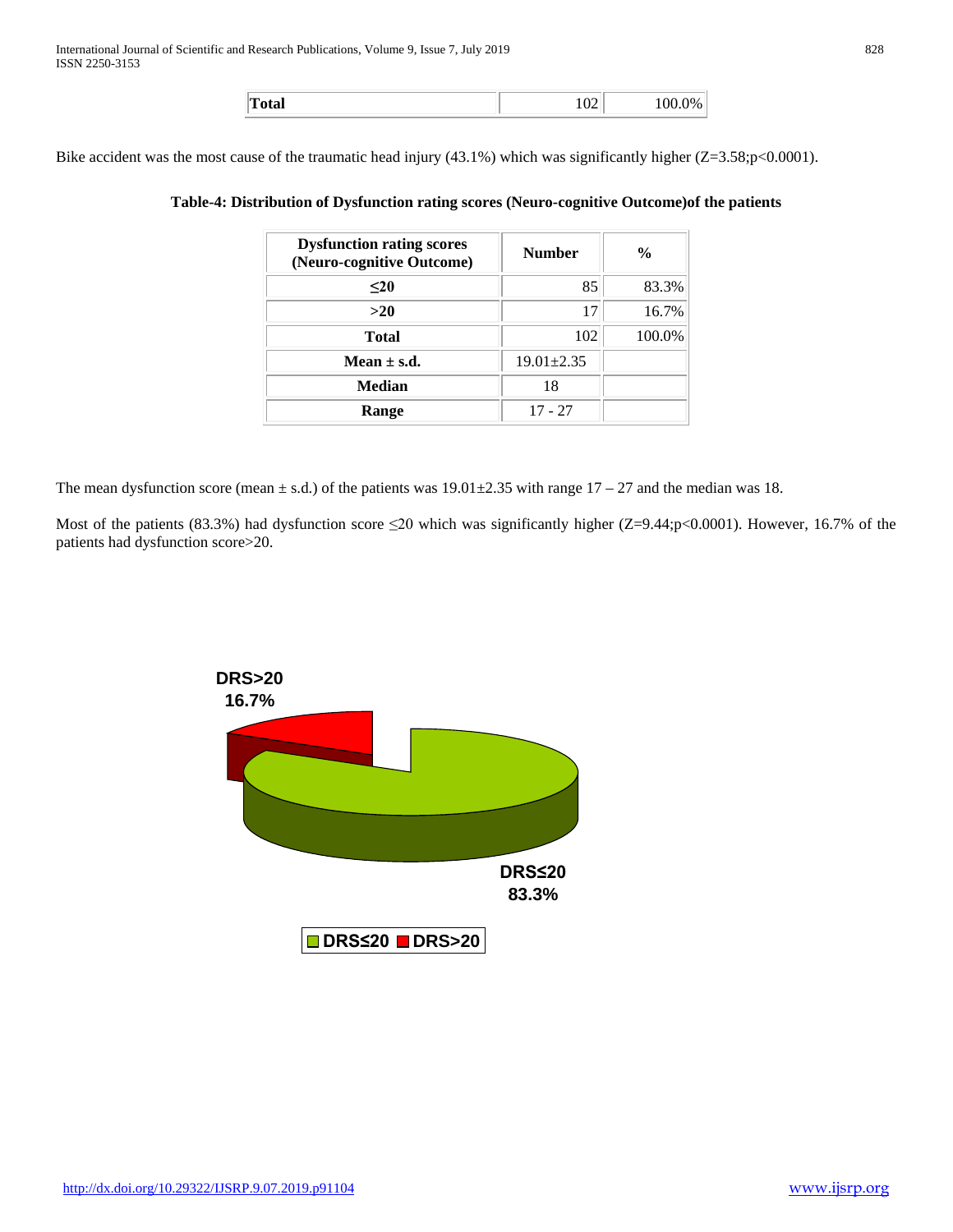| Total | 102 | 100.0% |
|---|---|---|

Bike accident was the most cause of the traumatic head injury (43.1%) which was significantly higher (Z=3.58;p<0.0001).

**Table-4: Distribution of Dysfunction rating scores (Neuro-cognitive Outcome)of the patients**

| Dysfunction rating scores (Neuro-cognitive Outcome) | Number | % |
|---|---|---|
| ≤20 | 85 | 83.3% |
| >20 | 17 | 16.7% |
| Total | 102 | 100.0% |
| Mean ± s.d. | 19.01±2.35 | |
| Median | 18 | |
| Range | 17 - 27 | |

The mean dysfunction score (mean ± s.d.) of the patients was 19.01±2.35 with range 17 – 27 and the median was 18.

Most of the patients (83.3%) had dysfunction score ≤20 which was significantly higher (Z=9.44;p<0.0001). However, 16.7% of the patients had dysfunction score>20.

DRS>20 16.7%

DRS≤20 83.3%

DRS≤20 DRS>20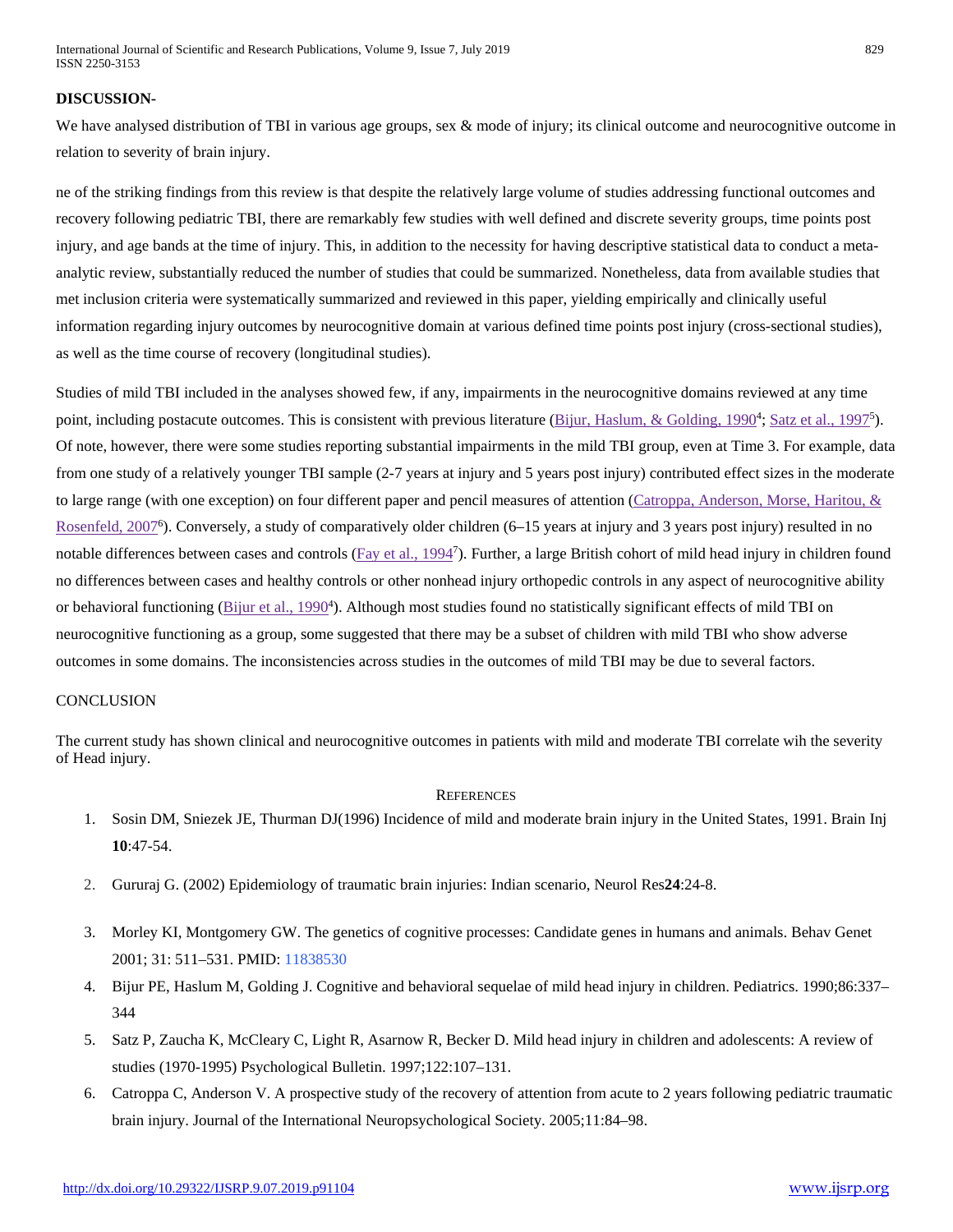**DISCUSSION-**

We have analysed distribution of TBI in various age groups, sex & mode of injury; its clinical outcome and neurocognitive outcome in relation to severity of brain injury.

ne of the striking findings from this review is that despite the relatively large volume of studies addressing functional outcomes and recovery following pediatric TBI, there are remarkably few studies with well defined and discrete severity groups, time points post injury, and age bands at the time of injury. This, in addition to the necessity for having descriptive statistical data to conduct a meta-analytic review, substantially reduced the number of studies that could be summarized. Nonetheless, data from available studies that met inclusion criteria were systematically summarized and reviewed in this paper, yielding empirically and clinically useful information regarding injury outcomes by neurocognitive domain at various defined time points post injury (cross-sectional studies), as well as the time course of recovery (longitudinal studies).

Studies of mild TBI included in the analyses showed few, if any, impairments in the neurocognitive domains reviewed at any time point, including postacute outcomes. This is consistent with previous literature (Bijur, Haslum, & Golding, 1990[4]; Satz et al., 1997[5]). Of note, however, there were some studies reporting substantial impairments in the mild TBI group, even at Time 3. For example, data from one study of a relatively younger TBI sample (2-7 years at injury and 5 years post injury) contributed effect sizes in the moderate to large range (with one exception) on four different paper and pencil measures of attention (Catroppa, Anderson, Morse, Haritou, & Rosenfeld, 2007[6]). Conversely, a study of comparatively older children (6–15 years at injury and 3 years post injury) resulted in no notable differences between cases and controls (Fay et al., 1994[7]). Further, a large British cohort of mild head injury in children found no differences between cases and healthy controls or other nonhead injury orthopedic controls in any aspect of neurocognitive ability or behavioral functioning (Bijur et al., 1990[4]). Although most studies found no statistically significant effects of mild TBI on neurocognitive functioning as a group, some suggested that there may be a subset of children with mild TBI who show adverse outcomes in some domains. The inconsistencies across studies in the outcomes of mild TBI may be due to several factors.

CONCLUSION

The current study has shown clinical and neurocognitive outcomes in patients with mild and moderate TBI correlate wih the severity of Head injury.

REFERENCES

1. Sosin DM, Sniezek JE, Thurman DJ(1996) Incidence of mild and moderate brain injury in the United States, 1991. Brain Inj **10**:47-54.
2. Gururaj G. (2002) Epidemiology of traumatic brain injuries: Indian scenario, Neurol Res**24**:24-8.
3. Morley KI, Montgomery GW. The genetics of cognitive processes: Candidate genes in humans and animals. Behav Genet 2001; 31: 511–531. PMID: 11838530
4. Bijur PE, Haslum M, Golding J. Cognitive and behavioral sequelae of mild head injury in children. Pediatrics. 1990;86:337–344
5. Satz P, Zaucha K, McCleary C, Light R, Asarnow R, Becker D. Mild head injury in children and adolescents: A review of studies (1970-1995) Psychological Bulletin. 1997;122:107–131.
6. Catroppa C, Anderson V. A prospective study of the recovery of attention from acute to 2 years following pediatric traumatic brain injury. Journal of the International Neuropsychological Society. 2005;11:84–98.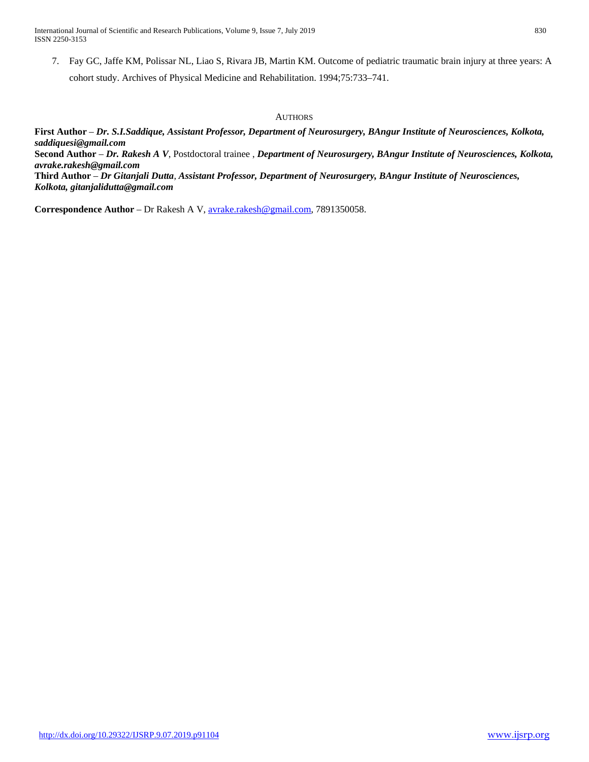7. Fay GC, Jaffe KM, Polissar NL, Liao S, Rivara JB, Martin KM. Outcome of pediatric traumatic brain injury at three years: A cohort study. Archives of Physical Medicine and Rehabilitation. 1994;75:733–741.

## AUTHORS

**First Author** – ***Dr. S.I.Saddique, Assistant Professor, Department of Neurosurgery, BAngur Institute of Neurosciences, Kolkota, saddiquesi@gmail.com***

**Second Author** – ***Dr. Rakesh A V***, Postdoctoral trainee , ***Department of Neurosurgery, BAngur Institute of Neurosciences, Kolkota, avrake.rakesh@gmail.com***

**Third Author** – ***Dr Gitanjali Dutta, Assistant Professor, Department of Neurosurgery, BAngur Institute of Neurosciences, Kolkota, gitanjalidutta@gmail.com***

**Correspondence Author** – Dr Rakesh A V, avrake.rakesh@gmail.com, 7891350058.